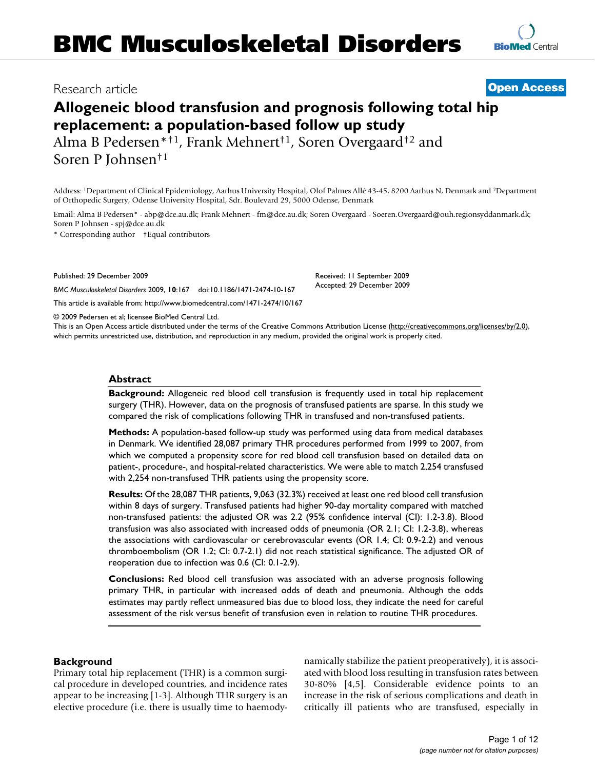# BMC Musculoskeletal Disorders

Research article

**Open Access**

## Allogeneic blood transfusion and prognosis following total hip replacement: a population-based follow up study

Alma B Pedersen*†1, Frank Mehnert†1, Soren Overgaard†2 and Soren P Johnsen†1

Address: [1]Department of Clinical Epidemiology, Aarhus University Hospital, Olof Palmes Allé 43-45, 8200 Aarhus N, Denmark and [2]Department of Orthopedic Surgery, Odense University Hospital, Sdr. Boulevard 29, 5000 Odense, Denmark

Email: Alma B Pedersen* - abp@dce.au.dk; Frank Mehnert - fm@dce.au.dk; Soren Overgaard - Soeren.Overgaard@ouh.regionsyddanmark.dk; Soren P Johnsen - spj@dce.au.dk

\* Corresponding author    †Equal contributors

Published: 29 December 2009

*BMC Musculoskeletal Disorders* 2009, **10**:167    doi:10.1186/1471-2474-10-167

Received: 11 September 2009
Accepted: 29 December 2009

This article is available from: http://www.biomedcentral.com/1471-2474/10/167

© 2009 Pedersen et al; licensee BioMed Central Ltd.
This is an Open Access article distributed under the terms of the Creative Commons Attribution License (http://creativecommons.org/licenses/by/2.0), which permits unrestricted use, distribution, and reproduction in any medium, provided the original work is properly cited.

### Abstract

**Background:** Allogeneic red blood cell transfusion is frequently used in total hip replacement surgery (THR). However, data on the prognosis of transfused patients are sparse. In this study we compared the risk of complications following THR in transfused and non-transfused patients.

**Methods:** A population-based follow-up study was performed using data from medical databases in Denmark. We identified 28,087 primary THR procedures performed from 1999 to 2007, from which we computed a propensity score for red blood cell transfusion based on detailed data on patient-, procedure-, and hospital-related characteristics. We were able to match 2,254 transfused with 2,254 non-transfused THR patients using the propensity score.

**Results:** Of the 28,087 THR patients, 9,063 (32.3%) received at least one red blood cell transfusion within 8 days of surgery. Transfused patients had higher 90-day mortality compared with matched non-transfused patients: the adjusted OR was 2.2 (95% confidence interval (CI): 1.2-3.8). Blood transfusion was also associated with increased odds of pneumonia (OR 2.1; CI: 1.2-3.8), whereas the associations with cardiovascular or cerebrovascular events (OR 1.4; CI: 0.9-2.2) and venous thromboembolism (OR 1.2; CI: 0.7-2.1) did not reach statistical significance. The adjusted OR of reoperation due to infection was 0.6 (CI: 0.1-2.9).

**Conclusions:** Red blood cell transfusion was associated with an adverse prognosis following primary THR, in particular with increased odds of death and pneumonia. Although the odds estimates may partly reflect unmeasured bias due to blood loss, they indicate the need for careful assessment of the risk versus benefit of transfusion even in relation to routine THR procedures.

### Background

Primary total hip replacement (THR) is a common surgical procedure in developed countries, and incidence rates appear to be increasing [1-3]. Although THR surgery is an elective procedure (i.e. there is usually time to haemodynamically stabilize the patient preoperatively), it is associated with blood loss resulting in transfusion rates between 30-80% [4,5]. Considerable evidence points to an increase in the risk of serious complications and death in critically ill patients who are transfused, especially in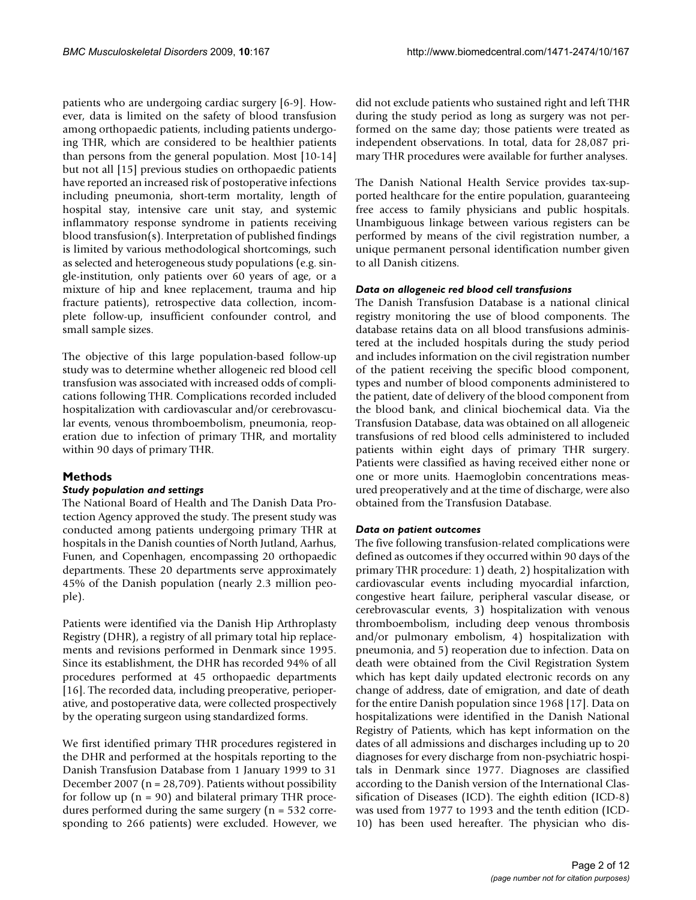patients who are undergoing cardiac surgery [6-9]. However, data is limited on the safety of blood transfusion among orthopaedic patients, including patients undergoing THR, which are considered to be healthier patients than persons from the general population. Most [10-14] but not all [15] previous studies on orthopaedic patients have reported an increased risk of postoperative infections including pneumonia, short-term mortality, length of hospital stay, intensive care unit stay, and systemic inflammatory response syndrome in patients receiving blood transfusion(s). Interpretation of published findings is limited by various methodological shortcomings, such as selected and heterogeneous study populations (e.g. single-institution, only patients over 60 years of age, or a mixture of hip and knee replacement, trauma and hip fracture patients), retrospective data collection, incomplete follow-up, insufficient confounder control, and small sample sizes.

The objective of this large population-based follow-up study was to determine whether allogeneic red blood cell transfusion was associated with increased odds of complications following THR. Complications recorded included hospitalization with cardiovascular and/or cerebrovascular events, venous thromboembolism, pneumonia, reoperation due to infection of primary THR, and mortality within 90 days of primary THR.

## Methods

### *Study population and settings*

The National Board of Health and The Danish Data Protection Agency approved the study. The present study was conducted among patients undergoing primary THR at hospitals in the Danish counties of North Jutland, Aarhus, Funen, and Copenhagen, encompassing 20 orthopaedic departments. These 20 departments serve approximately 45% of the Danish population (nearly 2.3 million people).

Patients were identified via the Danish Hip Arthroplasty Registry (DHR), a registry of all primary total hip replacements and revisions performed in Denmark since 1995. Since its establishment, the DHR has recorded 94% of all procedures performed at 45 orthopaedic departments [16]. The recorded data, including preoperative, perioperative, and postoperative data, were collected prospectively by the operating surgeon using standardized forms.

We first identified primary THR procedures registered in the DHR and performed at the hospitals reporting to the Danish Transfusion Database from 1 January 1999 to 31 December 2007 (n = 28,709). Patients without possibility for follow up (n = 90) and bilateral primary THR procedures performed during the same surgery (n = 532 corresponding to 266 patients) were excluded. However, we did not exclude patients who sustained right and left THR during the study period as long as surgery was not performed on the same day; those patients were treated as independent observations. In total, data for 28,087 primary THR procedures were available for further analyses.

The Danish National Health Service provides tax-supported healthcare for the entire population, guaranteeing free access to family physicians and public hospitals. Unambiguous linkage between various registers can be performed by means of the civil registration number, a unique permanent personal identification number given to all Danish citizens.

### *Data on allogeneic red blood cell transfusions*

The Danish Transfusion Database is a national clinical registry monitoring the use of blood components. The database retains data on all blood transfusions administered at the included hospitals during the study period and includes information on the civil registration number of the patient receiving the specific blood component, types and number of blood components administered to the patient, date of delivery of the blood component from the blood bank, and clinical biochemical data. Via the Transfusion Database, data was obtained on all allogeneic transfusions of red blood cells administered to included patients within eight days of primary THR surgery. Patients were classified as having received either none or one or more units. Haemoglobin concentrations measured preoperatively and at the time of discharge, were also obtained from the Transfusion Database.

### *Data on patient outcomes*

The five following transfusion-related complications were defined as outcomes if they occurred within 90 days of the primary THR procedure: 1) death, 2) hospitalization with cardiovascular events including myocardial infarction, congestive heart failure, peripheral vascular disease, or cerebrovascular events, 3) hospitalization with venous thromboembolism, including deep venous thrombosis and/or pulmonary embolism, 4) hospitalization with pneumonia, and 5) reoperation due to infection. Data on death were obtained from the Civil Registration System which has kept daily updated electronic records on any change of address, date of emigration, and date of death for the entire Danish population since 1968 [17]. Data on hospitalizations were identified in the Danish National Registry of Patients, which has kept information on the dates of all admissions and discharges including up to 20 diagnoses for every discharge from non-psychiatric hospitals in Denmark since 1977. Diagnoses are classified according to the Danish version of the International Classification of Diseases (ICD). The eighth edition (ICD-8) was used from 1977 to 1993 and the tenth edition (ICD-10) has been used hereafter. The physician who dis-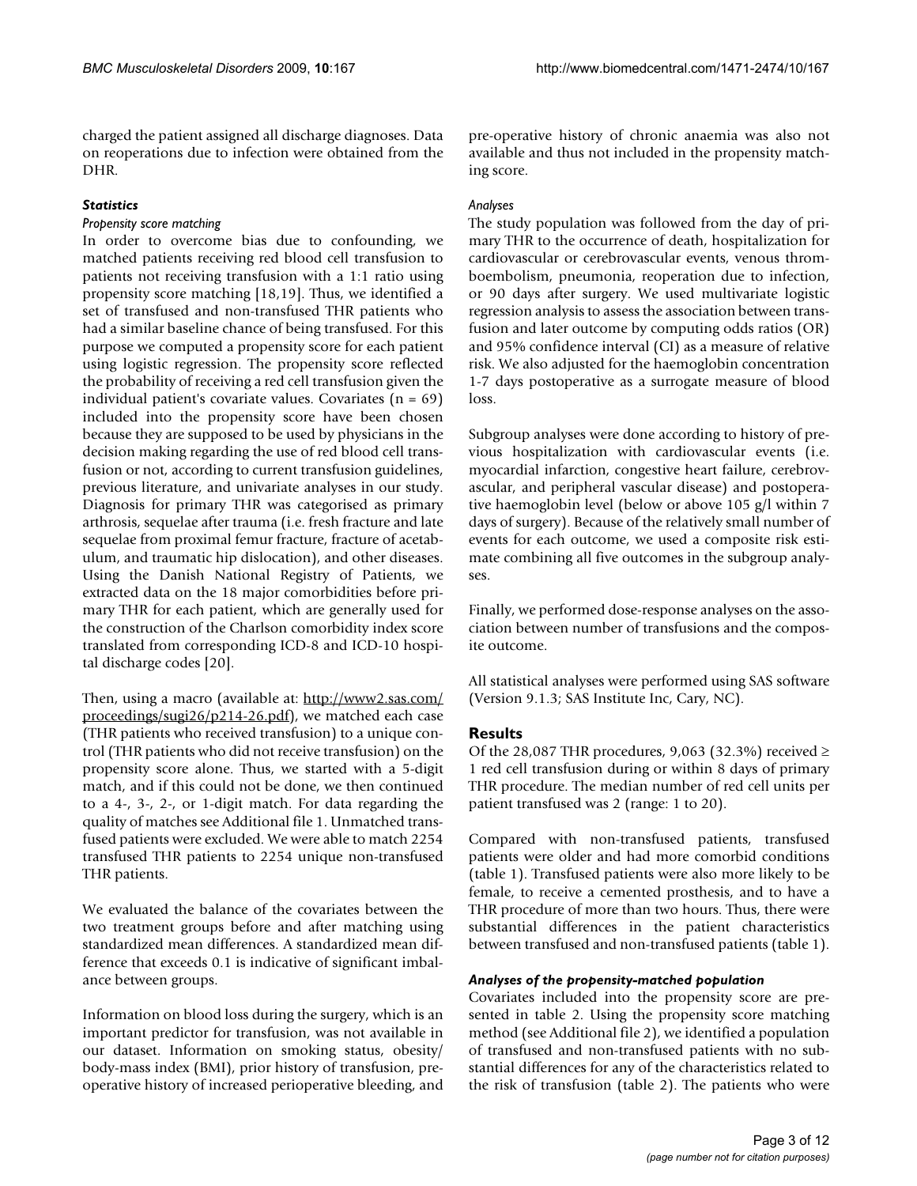charged the patient assigned all discharge diagnoses. Data on reoperations due to infection were obtained from the DHR.

### *Statistics*

#### *Propensity score matching*

In order to overcome bias due to confounding, we matched patients receiving red blood cell transfusion to patients not receiving transfusion with a 1:1 ratio using propensity score matching [18,19]. Thus, we identified a set of transfused and non-transfused THR patients who had a similar baseline chance of being transfused. For this purpose we computed a propensity score for each patient using logistic regression. The propensity score reflected the probability of receiving a red cell transfusion given the individual patient's covariate values. Covariates ($n = 69$) included into the propensity score have been chosen because they are supposed to be used by physicians in the decision making regarding the use of red blood cell transfusion or not, according to current transfusion guidelines, previous literature, and univariate analyses in our study. Diagnosis for primary THR was categorised as primary arthrosis, sequelae after trauma (i.e. fresh fracture and late sequelae from proximal femur fracture, fracture of acetabulum, and traumatic hip dislocation), and other diseases. Using the Danish National Registry of Patients, we extracted data on the 18 major comorbidities before primary THR for each patient, which are generally used for the construction of the Charlson comorbidity index score translated from corresponding ICD-8 and ICD-10 hospital discharge codes [20].

Then, using a macro (available at: http://www2.sas.com/proceedings/sugi26/p214-26.pdf), we matched each case (THR patients who received transfusion) to a unique control (THR patients who did not receive transfusion) on the propensity score alone. Thus, we started with a 5-digit match, and if this could not be done, we then continued to a 4-, 3-, 2-, or 1-digit match. For data regarding the quality of matches see Additional file 1. Unmatched transfused patients were excluded. We were able to match 2254 transfused THR patients to 2254 unique non-transfused THR patients.

We evaluated the balance of the covariates between the two treatment groups before and after matching using standardized mean differences. A standardized mean difference that exceeds 0.1 is indicative of significant imbalance between groups.

Information on blood loss during the surgery, which is an important predictor for transfusion, was not available in our dataset. Information on smoking status, obesity/body-mass index (BMI), prior history of transfusion, preoperative history of increased perioperative bleeding, and pre-operative history of chronic anaemia was also not available and thus not included in the propensity matching score.

#### *Analyses*

The study population was followed from the day of primary THR to the occurrence of death, hospitalization for cardiovascular or cerebrovascular events, venous thromboembolism, pneumonia, reoperation due to infection, or 90 days after surgery. We used multivariate logistic regression analysis to assess the association between transfusion and later outcome by computing odds ratios (OR) and 95% confidence interval (CI) as a measure of relative risk. We also adjusted for the haemoglobin concentration 1-7 days postoperative as a surrogate measure of blood loss.

Subgroup analyses were done according to history of previous hospitalization with cardiovascular events (i.e. myocardial infarction, congestive heart failure, cerebrovascular, and peripheral vascular disease) and postoperative haemoglobin level (below or above 105 g/l within 7 days of surgery). Because of the relatively small number of events for each outcome, we used a composite risk estimate combining all five outcomes in the subgroup analyses.

Finally, we performed dose-response analyses on the association between number of transfusions and the composite outcome.

All statistical analyses were performed using SAS software (Version 9.1.3; SAS Institute Inc, Cary, NC).

## Results

Of the 28,087 THR procedures, 9,063 (32.3%) received $\geq$ 1 red cell transfusion during or within 8 days of primary THR procedure. The median number of red cell units per patient transfused was 2 (range: 1 to 20).

Compared with non-transfused patients, transfused patients were older and had more comorbid conditions (table 1). Transfused patients were also more likely to be female, to receive a cemented prosthesis, and to have a THR procedure of more than two hours. Thus, there were substantial differences in the patient characteristics between transfused and non-transfused patients (table 1).

### *Analyses of the propensity-matched population*

Covariates included into the propensity score are presented in table 2. Using the propensity score matching method (see Additional file 2), we identified a population of transfused and non-transfused patients with no substantial differences for any of the characteristics related to the risk of transfusion (table 2). The patients who were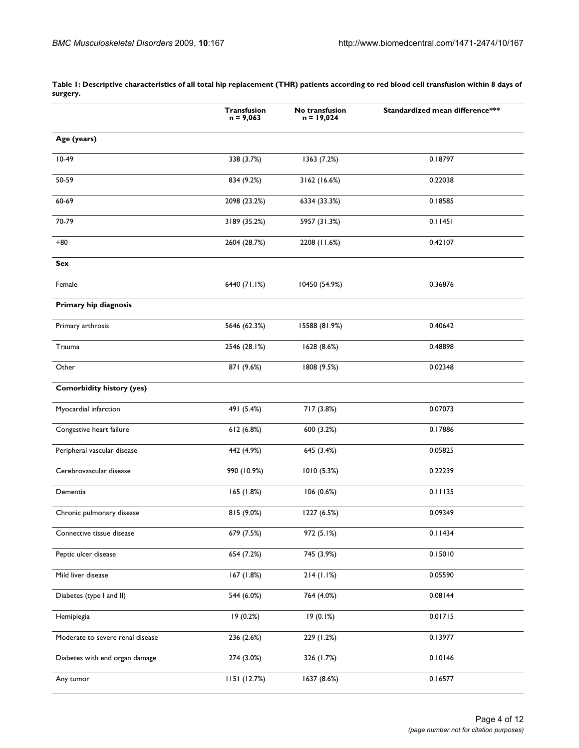**Table 1: Descriptive characteristics of all total hip replacement (THR) patients according to red blood cell transfusion within 8 days of surgery.**

| | Transfusion n = 9,063 | No transfusion n = 19,024 | Standardized mean difference*** |
|---|---|---|---|
| **Age (years)** | | | |
| 10-49 | 338 (3.7%) | 1363 (7.2%) | 0.18797 |
| 50-59 | 834 (9.2%) | 3162 (16.6%) | 0.22038 |
| 60-69 | 2098 (23.2%) | 6334 (33.3%) | 0.18585 |
| 70-79 | 3189 (35.2%) | 5957 (31.3%) | 0.11451 |
| +80 | 2604 (28.7%) | 2208 (11.6%) | 0.42107 |
| **Sex** | | | |
| Female | 6440 (71.1%) | 10450 (54.9%) | 0.36876 |
| **Primary hip diagnosis** | | | |
| Primary arthrosis | 5646 (62.3%) | 15588 (81.9%) | 0.40642 |
| Trauma | 2546 (28.1%) | 1628 (8.6%) | 0.48898 |
| Other | 871 (9.6%) | 1808 (9.5%) | 0.02348 |
| **Comorbidity history (yes)** | | | |
| Myocardial infarction | 491 (5.4%) | 717 (3.8%) | 0.07073 |
| Congestive heart failure | 612 (6.8%) | 600 (3.2%) | 0.17886 |
| Peripheral vascular disease | 442 (4.9%) | 645 (3.4%) | 0.05825 |
| Cerebrovascular disease | 990 (10.9%) | 1010 (5.3%) | 0.22239 |
| Dementia | 165 (1.8%) | 106 (0.6%) | 0.11135 |
| Chronic pulmonary disease | 815 (9.0%) | 1227 (6.5%) | 0.09349 |
| Connective tissue disease | 679 (7.5%) | 972 (5.1%) | 0.11434 |
| Peptic ulcer disease | 654 (7.2%) | 745 (3.9%) | 0.15010 |
| Mild liver disease | 167 (1.8%) | 214 (1.1%) | 0.05590 |
| Diabetes (type I and II) | 544 (6.0%) | 764 (4.0%) | 0.08144 |
| Hemiplegia | 19 (0.2%) | 19 (0.1%) | 0.01715 |
| Moderate to severe renal disease | 236 (2.6%) | 229 (1.2%) | 0.13977 |
| Diabetes with end organ damage | 274 (3.0%) | 326 (1.7%) | 0.10146 |
| Any tumor | 1151 (12.7%) | 1637 (8.6%) | 0.16577 |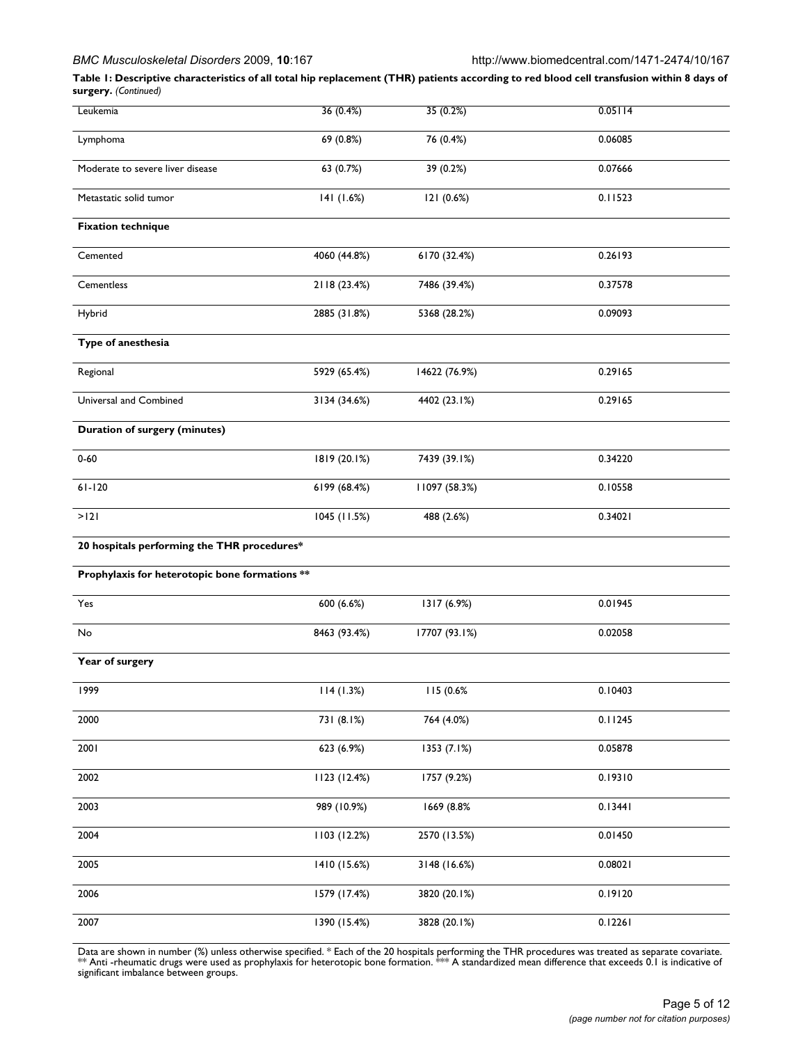**Table 1: Descriptive characteristics of all total hip replacement (THR) patients according to red blood cell transfusion within 8 days of surgery.** *(Continued)*

| | | | |
|---|---|---|---|
| Leukemia | 36 (0.4%) | 35 (0.2%) | 0.05114 |
| Lymphoma | 69 (0.8%) | 76 (0.4%) | 0.06085 |
| Moderate to severe liver disease | 63 (0.7%) | 39 (0.2%) | 0.07666 |
| Metastatic solid tumor | 141 (1.6%) | 121 (0.6%) | 0.11523 |
| **Fixation technique** | | | |
| Cemented | 4060 (44.8%) | 6170 (32.4%) | 0.26193 |
| Cementless | 2118 (23.4%) | 7486 (39.4%) | 0.37578 |
| Hybrid | 2885 (31.8%) | 5368 (28.2%) | 0.09093 |
| **Type of anesthesia** | | | |
| Regional | 5929 (65.4%) | 14622 (76.9%) | 0.29165 |
| Universal and Combined | 3134 (34.6%) | 4402 (23.1%) | 0.29165 |
| **Duration of surgery (minutes)** | | | |
| 0-60 | 1819 (20.1%) | 7439 (39.1%) | 0.34220 |
| 61-120 | 6199 (68.4%) | 11097 (58.3%) | 0.10558 |
| >121 | 1045 (11.5%) | 488 (2.6%) | 0.34021 |
| **20 hospitals performing the THR procedures*** | | | |
| **Prophylaxis for heterotopic bone formations **** | | | |
| Yes | 600 (6.6%) | 1317 (6.9%) | 0.01945 |
| No | 8463 (93.4%) | 17707 (93.1%) | 0.02058 |
| **Year of surgery** | | | |
| 1999 | 114 (1.3%) | 115 (0.6% | 0.10403 |
| 2000 | 731 (8.1%) | 764 (4.0%) | 0.11245 |
| 2001 | 623 (6.9%) | 1353 (7.1%) | 0.05878 |
| 2002 | 1123 (12.4%) | 1757 (9.2%) | 0.19310 |
| 2003 | 989 (10.9%) | 1669 (8.8% | 0.13441 |
| 2004 | 1103 (12.2%) | 2570 (13.5%) | 0.01450 |
| 2005 | 1410 (15.6%) | 3148 (16.6%) | 0.08021 |
| 2006 | 1579 (17.4%) | 3820 (20.1%) | 0.19120 |
| 2007 | 1390 (15.4%) | 3828 (20.1%) | 0.12261 |

Data are shown in number (%) unless otherwise specified. * Each of the 20 hospitals performing the THR procedures was treated as separate covariate. ** Anti -rheumatic drugs were used as prophylaxis for heterotopic bone formation. *** A standardized mean difference that exceeds 0.1 is indicative of significant imbalance between groups.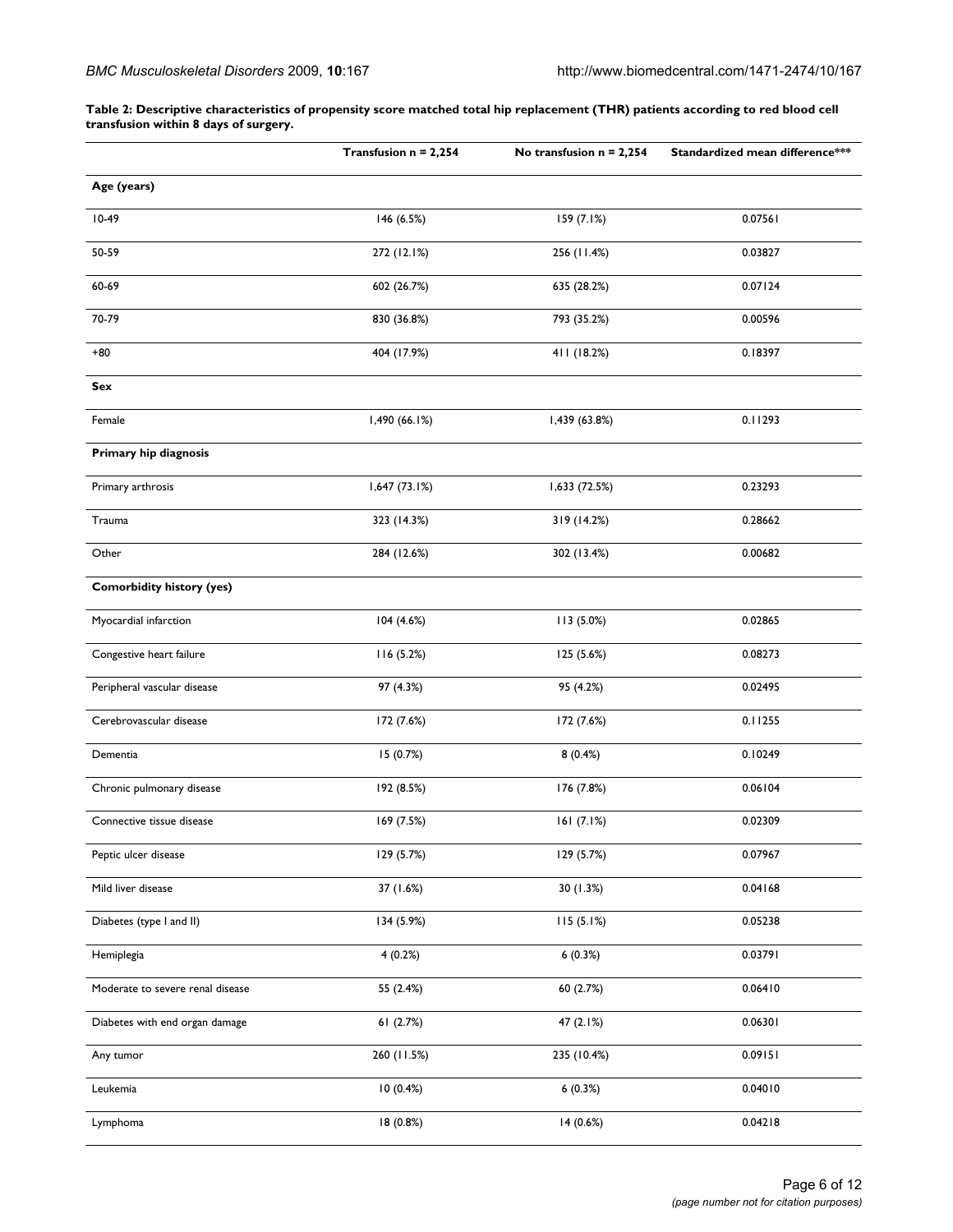**Table 2: Descriptive characteristics of propensity score matched total hip replacement (THR) patients according to red blood cell transfusion within 8 days of surgery.**

| | Transfusion n = 2,254 | No transfusion n = 2,254 | Standardized mean difference*** |
|---|---|---|---|
| **Age (years)** | | | |
| 10-49 | 146 (6.5%) | 159 (7.1%) | 0.07561 |
| 50-59 | 272 (12.1%) | 256 (11.4%) | 0.03827 |
| 60-69 | 602 (26.7%) | 635 (28.2%) | 0.07124 |
| 70-79 | 830 (36.8%) | 793 (35.2%) | 0.00596 |
| +80 | 404 (17.9%) | 411 (18.2%) | 0.18397 |
| **Sex** | | | |
| Female | 1,490 (66.1%) | 1,439 (63.8%) | 0.11293 |
| **Primary hip diagnosis** | | | |
| Primary arthrosis | 1,647 (73.1%) | 1,633 (72.5%) | 0.23293 |
| Trauma | 323 (14.3%) | 319 (14.2%) | 0.28662 |
| Other | 284 (12.6%) | 302 (13.4%) | 0.00682 |
| **Comorbidity history (yes)** | | | |
| Myocardial infarction | 104 (4.6%) | 113 (5.0%) | 0.02865 |
| Congestive heart failure | 116 (5.2%) | 125 (5.6%) | 0.08273 |
| Peripheral vascular disease | 97 (4.3%) | 95 (4.2%) | 0.02495 |
| Cerebrovascular disease | 172 (7.6%) | 172 (7.6%) | 0.11255 |
| Dementia | 15 (0.7%) | 8 (0.4%) | 0.10249 |
| Chronic pulmonary disease | 192 (8.5%) | 176 (7.8%) | 0.06104 |
| Connective tissue disease | 169 (7.5%) | 161 (7.1%) | 0.02309 |
| Peptic ulcer disease | 129 (5.7%) | 129 (5.7%) | 0.07967 |
| Mild liver disease | 37 (1.6%) | 30 (1.3%) | 0.04168 |
| Diabetes (type I and II) | 134 (5.9%) | 115 (5.1%) | 0.05238 |
| Hemiplegia | 4 (0.2%) | 6 (0.3%) | 0.03791 |
| Moderate to severe renal disease | 55 (2.4%) | 60 (2.7%) | 0.06410 |
| Diabetes with end organ damage | 61 (2.7%) | 47 (2.1%) | 0.06301 |
| Any tumor | 260 (11.5%) | 235 (10.4%) | 0.09151 |
| Leukemia | 10 (0.4%) | 6 (0.3%) | 0.04010 |
| Lymphoma | 18 (0.8%) | 14 (0.6%) | 0.04218 |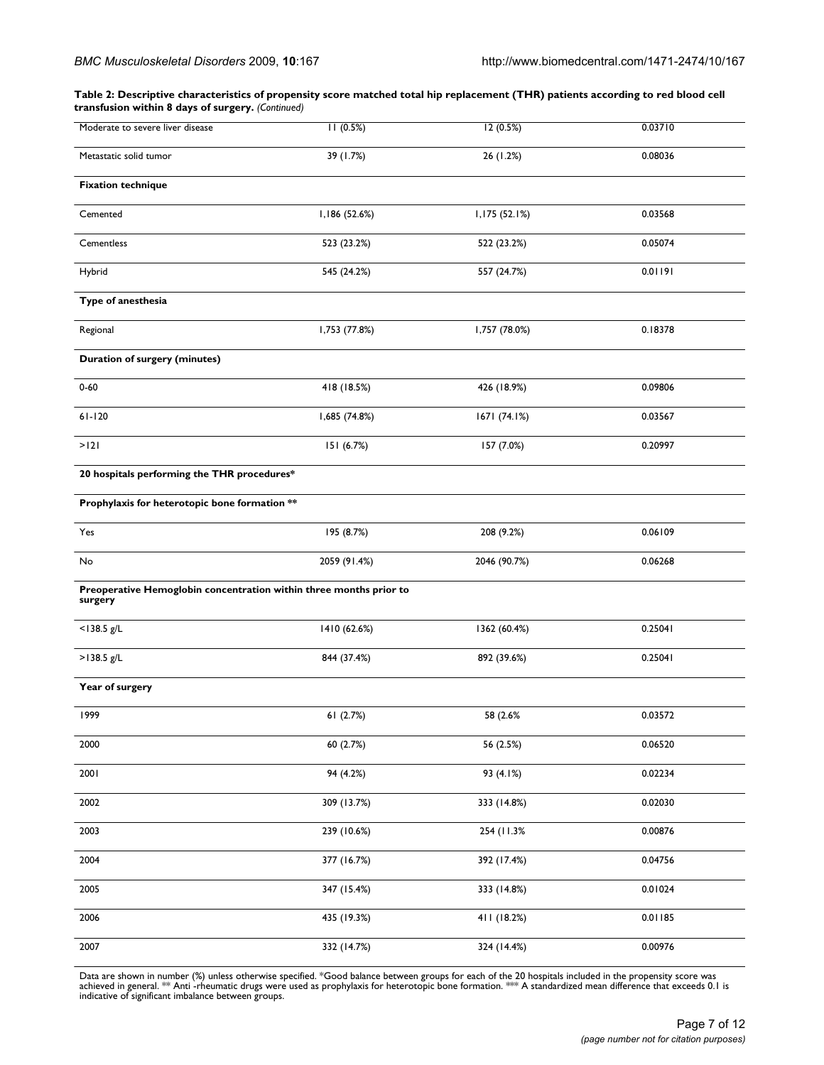**Table 2: Descriptive characteristics of propensity score matched total hip replacement (THR) patients according to red blood cell transfusion within 8 days of surgery.** *(Continued)*

| | | | |
|---|---|---|---|
| Moderate to severe liver disease | 11 (0.5%) | 12 (0.5%) | 0.03710 |
| Metastatic solid tumor | 39 (1.7%) | 26 (1.2%) | 0.08036 |
| **Fixation technique** | | | |
| Cemented | 1,186 (52.6%) | 1,175 (52.1%) | 0.03568 |
| Cementless | 523 (23.2%) | 522 (23.2%) | 0.05074 |
| Hybrid | 545 (24.2%) | 557 (24.7%) | 0.01191 |
| **Type of anesthesia** | | | |
| Regional | 1,753 (77.8%) | 1,757 (78.0%) | 0.18378 |
| **Duration of surgery (minutes)** | | | |
| 0-60 | 418 (18.5%) | 426 (18.9%) | 0.09806 |
| 61-120 | 1,685 (74.8%) | 1671 (74.1%) | 0.03567 |
| >121 | 151 (6.7%) | 157 (7.0%) | 0.20997 |
| **20 hospitals performing the THR procedures*** | | | |
| **Prophylaxis for heterotopic bone formation **** | | | |
| Yes | 195 (8.7%) | 208 (9.2%) | 0.06109 |
| No | 2059 (91.4%) | 2046 (90.7%) | 0.06268 |
| **Preoperative Hemoglobin concentration within three months prior to surgery** | | | |
| <138.5 g/L | 1410 (62.6%) | 1362 (60.4%) | 0.25041 |
| >138.5 g/L | 844 (37.4%) | 892 (39.6%) | 0.25041 |
| **Year of surgery** | | | |
| 1999 | 61 (2.7%) | 58 (2.6% | 0.03572 |
| 2000 | 60 (2.7%) | 56 (2.5%) | 0.06520 |
| 2001 | 94 (4.2%) | 93 (4.1%) | 0.02234 |
| 2002 | 309 (13.7%) | 333 (14.8%) | 0.02030 |
| 2003 | 239 (10.6%) | 254 (11.3% | 0.00876 |
| 2004 | 377 (16.7%) | 392 (17.4%) | 0.04756 |
| 2005 | 347 (15.4%) | 333 (14.8%) | 0.01024 |
| 2006 | 435 (19.3%) | 411 (18.2%) | 0.01185 |
| 2007 | 332 (14.7%) | 324 (14.4%) | 0.00976 |

Data are shown in number (%) unless otherwise specified. *Good balance between groups for each of the 20 hospitals included in the propensity score was achieved in general. ** Anti -rheumatic drugs were used as prophylaxis for heterotopic bone formation. *** A standardized mean difference that exceeds 0.1 is indicative of significant imbalance between groups.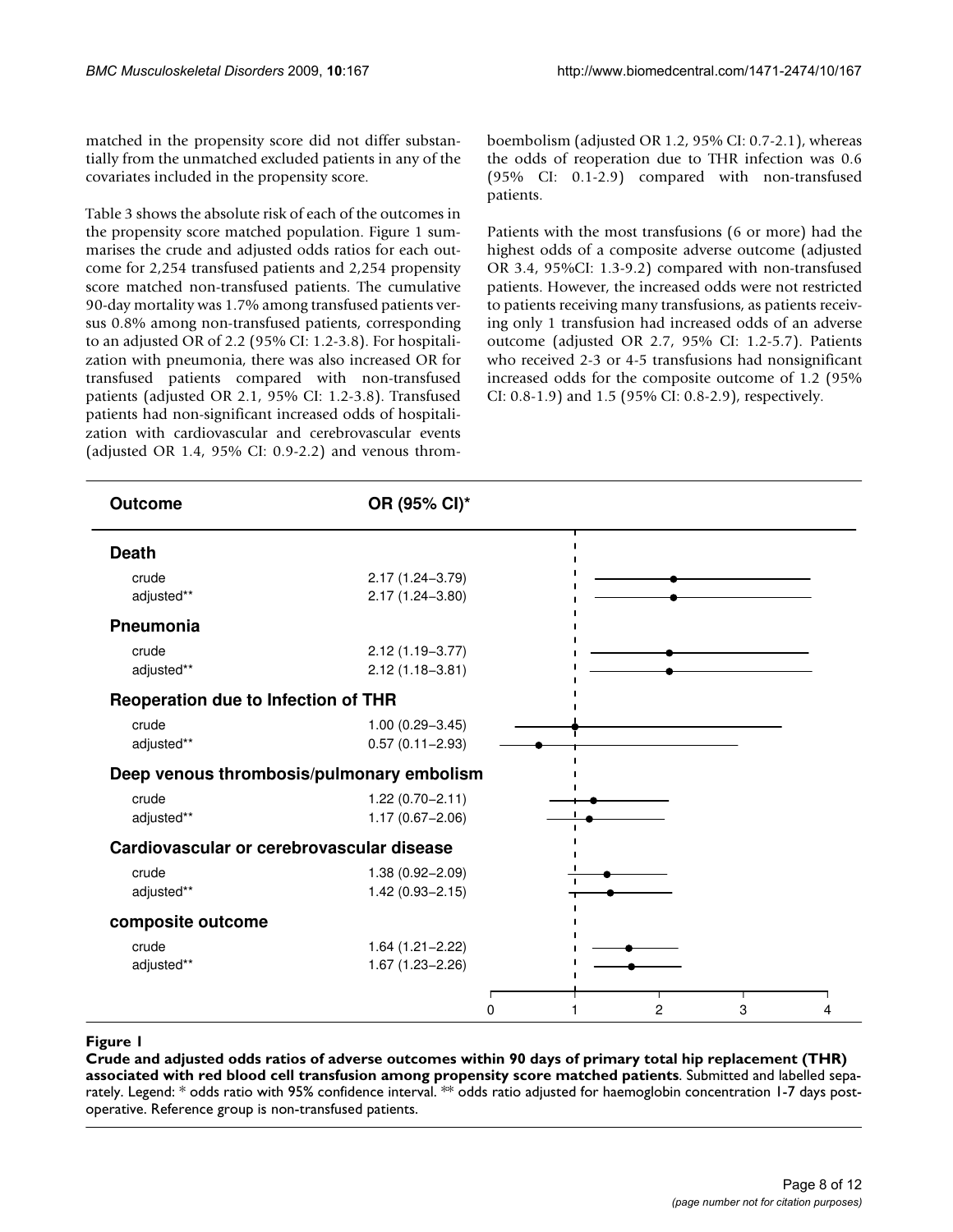matched in the propensity score did not differ substantially from the unmatched excluded patients in any of the covariates included in the propensity score.

Table 3 shows the absolute risk of each of the outcomes in the propensity score matched population. Figure 1 summarises the crude and adjusted odds ratios for each outcome for 2,254 transfused patients and 2,254 propensity score matched non-transfused patients. The cumulative 90-day mortality was 1.7% among transfused patients versus 0.8% among non-transfused patients, corresponding to an adjusted OR of 2.2 (95% CI: 1.2-3.8). For hospitalization with pneumonia, there was also increased OR for transfused patients compared with non-transfused patients (adjusted OR 2.1, 95% CI: 1.2-3.8). Transfused patients had non-significant increased odds of hospitalization with cardiovascular and cerebrovascular events (adjusted OR 1.4, 95% CI: 0.9-2.2) and venous thromboembolism (adjusted OR 1.2, 95% CI: 0.7-2.1), whereas the odds of reoperation due to THR infection was 0.6 (95% CI: 0.1-2.9) compared with non-transfused patients.

Patients with the most transfusions (6 or more) had the highest odds of a composite adverse outcome (adjusted OR 3.4, 95%CI: 1.3-9.2) compared with non-transfused patients. However, the increased odds were not restricted to patients receiving many transfusions, as patients receiving only 1 transfusion had increased odds of an adverse outcome (adjusted OR 2.7, 95% CI: 1.2-5.7). Patients who received 2-3 or 4-5 transfusions had nonsignificant increased odds for the composite outcome of 1.2 (95% CI: 0.8-1.9) and 1.5 (95% CI: 0.8-2.9), respectively.

| Outcome | OR (95% CI)* |
|---|---|
| **Death** | |
| crude | 2.17 (1.24–3.79) |
| adjusted** | 2.17 (1.24–3.80) |
| **Pneumonia** | |
| crude | 2.12 (1.19–3.77) |
| adjusted** | 2.12 (1.18–3.81) |
| **Reoperation due to Infection of THR** | |
| crude | 1.00 (0.29–3.45) |
| adjusted** | 0.57 (0.11–2.93) |
| **Deep venous thrombosis/pulmonary embolism** | |
| crude | 1.22 (0.70–2.11) |
| adjusted** | 1.17 (0.67–2.06) |
| **Cardiovascular or cerebrovascular disease** | |
| crude | 1.38 (0.92–2.09) |
| adjusted** | 1.42 (0.93–2.15) |
| **composite outcome** | |
| crude | 1.64 (1.21–2.22) |
| adjusted** | 1.67 (1.23–2.26) |

**Figure 1**

**Crude and adjusted odds ratios of adverse outcomes within 90 days of primary total hip replacement (THR) associated with red blood cell transfusion among propensity score matched patients**. Submitted and labelled separately. Legend: * odds ratio with 95% confidence interval. ** odds ratio adjusted for haemoglobin concentration 1-7 days postoperative. Reference group is non-transfused patients.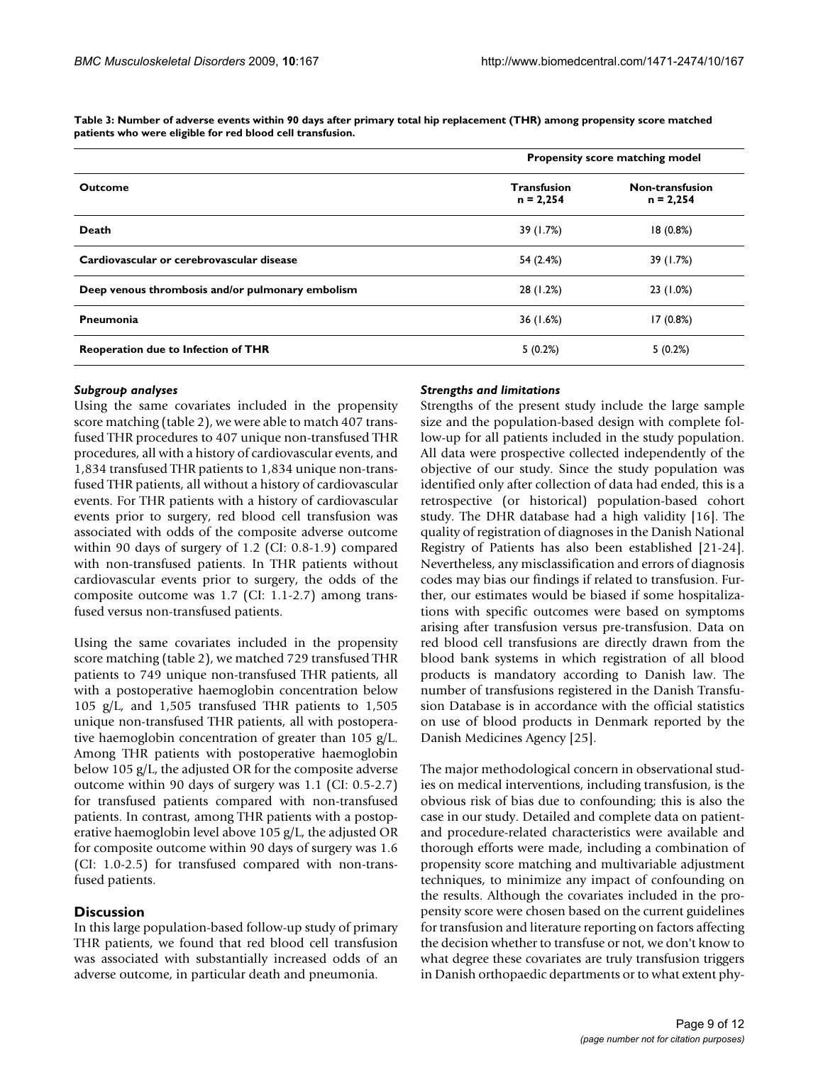**Table 3: Number of adverse events within 90 days after primary total hip replacement (THR) among propensity score matched patients who were eligible for red blood cell transfusion.**

| | Propensity score matching model | |
|---|---|---|
| **Outcome** | **Transfusion n = 2,254** | **Non-transfusion n = 2,254** |
| **Death** | 39 (1.7%) | 18 (0.8%) |
| **Cardiovascular or cerebrovascular disease** | 54 (2.4%) | 39 (1.7%) |
| **Deep venous thrombosis and/or pulmonary embolism** | 28 (1.2%) | 23 (1.0%) |
| **Pneumonia** | 36 (1.6%) | 17 (0.8%) |
| **Reoperation due to Infection of THR** | 5 (0.2%) | 5 (0.2%) |

#### *Subgroup analyses*

Using the same covariates included in the propensity score matching (table 2), we were able to match 407 transfused THR procedures to 407 unique non-transfused THR procedures, all with a history of cardiovascular events, and 1,834 transfused THR patients to 1,834 unique non-transfused THR patients, all without a history of cardiovascular events. For THR patients with a history of cardiovascular events prior to surgery, red blood cell transfusion was associated with odds of the composite adverse outcome within 90 days of surgery of 1.2 (CI: 0.8-1.9) compared with non-transfused patients. In THR patients without cardiovascular events prior to surgery, the odds of the composite outcome was 1.7 (CI: 1.1-2.7) among transfused versus non-transfused patients.

Using the same covariates included in the propensity score matching (table 2), we matched 729 transfused THR patients to 749 unique non-transfused THR patients, all with a postoperative haemoglobin concentration below 105 g/L, and 1,505 transfused THR patients to 1,505 unique non-transfused THR patients, all with postoperative haemoglobin concentration of greater than 105 g/L. Among THR patients with postoperative haemoglobin below 105 g/L, the adjusted OR for the composite adverse outcome within 90 days of surgery was 1.1 (CI: 0.5-2.7) for transfused patients compared with non-transfused patients. In contrast, among THR patients with a postoperative haemoglobin level above 105 g/L, the adjusted OR for composite outcome within 90 days of surgery was 1.6 (CI: 1.0-2.5) for transfused compared with non-transfused patients.

## Discussion

In this large population-based follow-up study of primary THR patients, we found that red blood cell transfusion was associated with substantially increased odds of an adverse outcome, in particular death and pneumonia.

#### *Strengths and limitations*

Strengths of the present study include the large sample size and the population-based design with complete follow-up for all patients included in the study population. All data were prospective collected independently of the objective of our study. Since the study population was identified only after collection of data had ended, this is a retrospective (or historical) population-based cohort study. The DHR database had a high validity [16]. The quality of registration of diagnoses in the Danish National Registry of Patients has also been established [21-24]. Nevertheless, any misclassification and errors of diagnosis codes may bias our findings if related to transfusion. Further, our estimates would be biased if some hospitalizations with specific outcomes were based on symptoms arising after transfusion versus pre-transfusion. Data on red blood cell transfusions are directly drawn from the blood bank systems in which registration of all blood products is mandatory according to Danish law. The number of transfusions registered in the Danish Transfusion Database is in accordance with the official statistics on use of blood products in Denmark reported by the Danish Medicines Agency [25].

The major methodological concern in observational studies on medical interventions, including transfusion, is the obvious risk of bias due to confounding; this is also the case in our study. Detailed and complete data on patient- and procedure-related characteristics were available and thorough efforts were made, including a combination of propensity score matching and multivariable adjustment techniques, to minimize any impact of confounding on the results. Although the covariates included in the propensity score were chosen based on the current guidelines for transfusion and literature reporting on factors affecting the decision whether to transfuse or not, we don't know to what degree these covariates are truly transfusion triggers in Danish orthopaedic departments or to what extent phy-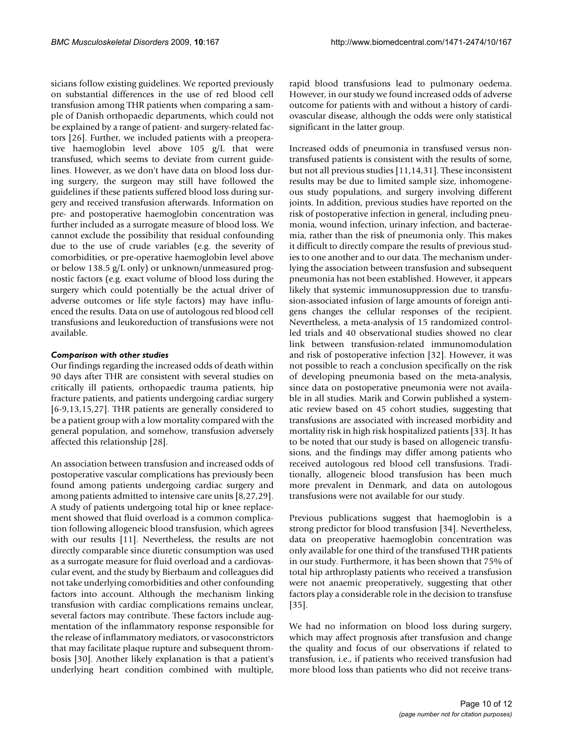sicians follow existing guidelines. We reported previously on substantial differences in the use of red blood cell transfusion among THR patients when comparing a sample of Danish orthopaedic departments, which could not be explained by a range of patient- and surgery-related factors [26]. Further, we included patients with a preoperative haemoglobin level above 105 g/L that were transfused, which seems to deviate from current guidelines. However, as we don't have data on blood loss during surgery, the surgeon may still have followed the guidelines if these patients suffered blood loss during surgery and received transfusion afterwards. Information on pre- and postoperative haemoglobin concentration was further included as a surrogate measure of blood loss. We cannot exclude the possibility that residual confounding due to the use of crude variables (e.g. the severity of comorbidities, or pre-operative haemoglobin level above or below 138.5 g/L only) or unknown/unmeasured prognostic factors (e.g. exact volume of blood loss during the surgery which could potentially be the actual driver of adverse outcomes or life style factors) may have influenced the results. Data on use of autologous red blood cell transfusions and leukoreduction of transfusions were not available.

### *Comparison with other studies*

Our findings regarding the increased odds of death within 90 days after THR are consistent with several studies on critically ill patients, orthopaedic trauma patients, hip fracture patients, and patients undergoing cardiac surgery [6-9,13,15,27]. THR patients are generally considered to be a patient group with a low mortality compared with the general population, and somehow, transfusion adversely affected this relationship [28].

An association between transfusion and increased odds of postoperative vascular complications has previously been found among patients undergoing cardiac surgery and among patients admitted to intensive care units [8,27,29]. A study of patients undergoing total hip or knee replacement showed that fluid overload is a common complication following allogeneic blood transfusion, which agrees with our results [11]. Nevertheless, the results are not directly comparable since diuretic consumption was used as a surrogate measure for fluid overload and a cardiovascular event, and the study by Bierbaum and colleagues did not take underlying comorbidities and other confounding factors into account. Although the mechanism linking transfusion with cardiac complications remains unclear, several factors may contribute. These factors include augmentation of the inflammatory response responsible for the release of inflammatory mediators, or vasoconstrictors that may facilitate plaque rupture and subsequent thrombosis [30]. Another likely explanation is that a patient's underlying heart condition combined with multiple, rapid blood transfusions lead to pulmonary oedema. However, in our study we found increased odds of adverse outcome for patients with and without a history of cardiovascular disease, although the odds were only statistical significant in the latter group.

Increased odds of pneumonia in transfused versus non-transfused patients is consistent with the results of some, but not all previous studies [11,14,31]. These inconsistent results may be due to limited sample size, inhomogeneous study populations, and surgery involving different joints. In addition, previous studies have reported on the risk of postoperative infection in general, including pneumonia, wound infection, urinary infection, and bacteraemia, rather than the risk of pneumonia only. This makes it difficult to directly compare the results of previous studies to one another and to our data. The mechanism underlying the association between transfusion and subsequent pneumonia has not been established. However, it appears likely that systemic immunosuppression due to transfusion-associated infusion of large amounts of foreign antigens changes the cellular responses of the recipient. Nevertheless, a meta-analysis of 15 randomized controlled trials and 40 observational studies showed no clear link between transfusion-related immunomodulation and risk of postoperative infection [32]. However, it was not possible to reach a conclusion specifically on the risk of developing pneumonia based on the meta-analysis, since data on postoperative pneumonia were not available in all studies. Marik and Corwin published a systematic review based on 45 cohort studies, suggesting that transfusions are associated with increased morbidity and mortality risk in high risk hospitalized patients [33]. It has to be noted that our study is based on allogeneic transfusions, and the findings may differ among patients who received autologous red blood cell transfusions. Traditionally, allogeneic blood transfusion has been much more prevalent in Denmark, and data on autologous transfusions were not available for our study.

Previous publications suggest that haemoglobin is a strong predictor for blood transfusion [34]. Nevertheless, data on preoperative haemoglobin concentration was only available for one third of the transfused THR patients in our study. Furthermore, it has been shown that 75% of total hip arthroplasty patients who received a transfusion were not anaemic preoperatively, suggesting that other factors play a considerable role in the decision to transfuse [35].

We had no information on blood loss during surgery, which may affect prognosis after transfusion and change the quality and focus of our observations if related to transfusion, i.e., if patients who received transfusion had more blood loss than patients who did not receive trans-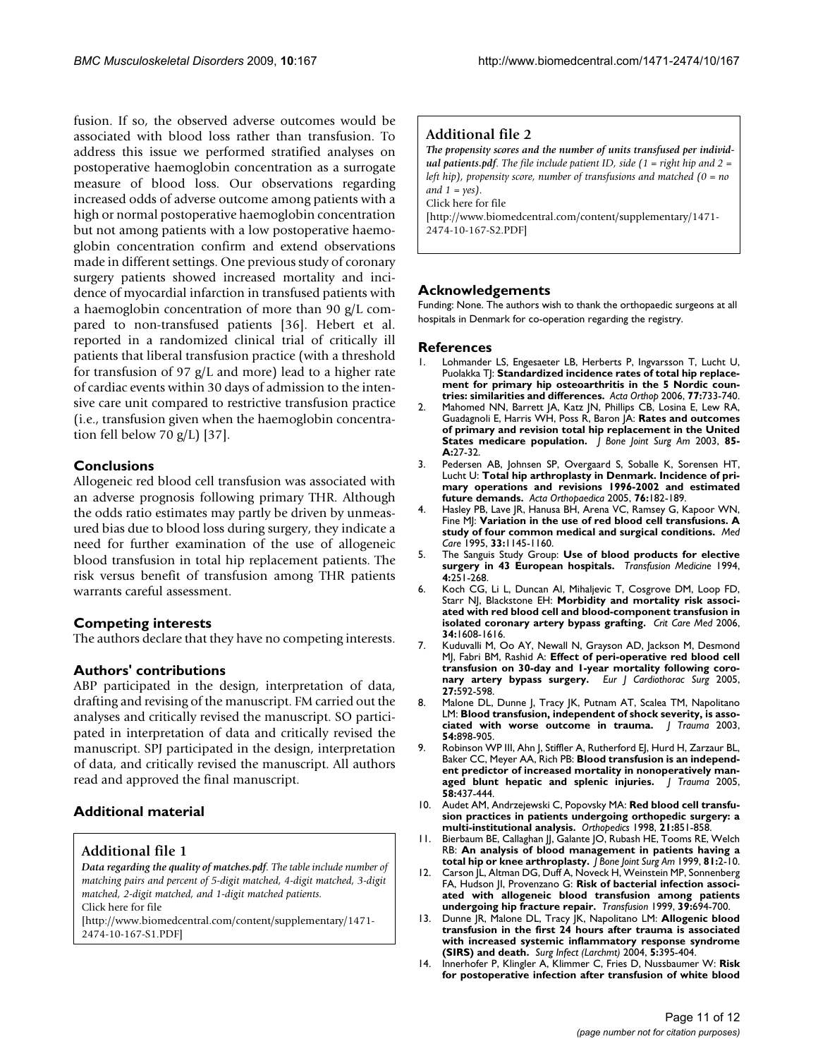fusion. If so, the observed adverse outcomes would be associated with blood loss rather than transfusion. To address this issue we performed stratified analyses on postoperative haemoglobin concentration as a surrogate measure of blood loss. Our observations regarding increased odds of adverse outcome among patients with a high or normal postoperative haemoglobin concentration but not among patients with a low postoperative haemoglobin concentration confirm and extend observations made in different settings. One previous study of coronary surgery patients showed increased mortality and incidence of myocardial infarction in transfused patients with a haemoglobin concentration of more than 90 g/L compared to non-transfused patients [36]. Hebert et al. reported in a randomized clinical trial of critically ill patients that liberal transfusion practice (with a threshold for transfusion of 97 g/L and more) lead to a higher rate of cardiac events within 30 days of admission to the intensive care unit compared to restrictive transfusion practice (i.e., transfusion given when the haemoglobin concentration fell below 70 g/L) [37].

## Conclusions

Allogeneic red blood cell transfusion was associated with an adverse prognosis following primary THR. Although the odds ratio estimates may partly be driven by unmeasured bias due to blood loss during surgery, they indicate a need for further examination of the use of allogeneic blood transfusion in total hip replacement patients. The risk versus benefit of transfusion among THR patients warrants careful assessment.

## Competing interests

The authors declare that they have no competing interests.

## Authors' contributions

ABP participated in the design, interpretation of data, drafting and revising of the manuscript. FM carried out the analyses and critically revised the manuscript. SO participated in interpretation of data and critically revised the manuscript. SPJ participated in the design, interpretation of data, and critically revised the manuscript. All authors read and approved the final manuscript.

## Additional material

### Additional file 1

***Data regarding the quality of matches.pdf****. The table include number of matching pairs and percent of 5-digit matched, 4-digit matched, 3-digit matched, 2-digit matched, and 1-digit matched patients.*
Click here for file
[http://www.biomedcentral.com/content/supplementary/1471-2474-10-167-S1.PDF]

### Additional file 2

***The propensity scores and the number of units transfused per individual patients.pdf****. The file include patient ID, side (1 = right hip and 2 = left hip), propensity score, number of transfusions and matched (0 = no and 1 = yes).*
Click here for file
[http://www.biomedcentral.com/content/supplementary/1471-2474-10-167-S2.PDF]

## Acknowledgements

Funding: None. The authors wish to thank the orthopaedic surgeons at all hospitals in Denmark for co-operation regarding the registry.

## References

1. Lohmander LS, Engesaeter LB, Herberts P, Ingvarsson T, Lucht U, Puolakka TJ: **Standardized incidence rates of total hip replacement for primary hip osteoarthritis in the 5 Nordic countries: similarities and differences.** *Acta Orthop* 2006, **77:**733-740.
2. Mahomed NN, Barrett JA, Katz JN, Phillips CB, Losina E, Lew RA, Guadagnoli E, Harris WH, Poss R, Baron JA: **Rates and outcomes of primary and revision total hip replacement in the United States medicare population.** *J Bone Joint Surg Am* 2003, **85-A:**27-32.
3. Pedersen AB, Johnsen SP, Overgaard S, Soballe K, Sorensen HT, Lucht U: **Total hip arthroplasty in Denmark. Incidence of primary operations and revisions 1996-2002 and estimated future demands.** *Acta Orthopaedica* 2005, **76:**182-189.
4. Hasley PB, Lave JR, Hanusa BH, Arena VC, Ramsey G, Kapoor WN, Fine MJ: **Variation in the use of red blood cell transfusions. A study of four common medical and surgical conditions.** *Med Care* 1995, **33:**1145-1160.
5. The Sanguis Study Group: **Use of blood products for elective surgery in 43 European hospitals.** *Transfusion Medicine* 1994, **4:**251-268.
6. Koch CG, Li L, Duncan AI, Mihaljevic T, Cosgrove DM, Loop FD, Starr NJ, Blackstone EH: **Morbidity and mortality risk associated with red blood cell and blood-component transfusion in isolated coronary artery bypass grafting.** *Crit Care Med* 2006, **34:**1608-1616.
7. Kuduvalli M, Oo AY, Newall N, Grayson AD, Jackson M, Desmond MJ, Fabri BM, Rashid A: **Effect of peri-operative red blood cell transfusion on 30-day and 1-year mortality following coronary artery bypass surgery.** *Eur J Cardiothorac Surg* 2005, **27:**592-598.
8. Malone DL, Dunne J, Tracy JK, Putnam AT, Scalea TM, Napolitano LM: **Blood transfusion, independent of shock severity, is associated with worse outcome in trauma.** *J Trauma* 2003, **54:**898-905.
9. Robinson WP III, Ahn J, Stiffler A, Rutherford EJ, Hurd H, Zarzaur BL, Baker CC, Meyer AA, Rich PB: **Blood transfusion is an independent predictor of increased mortality in nonoperatively managed blunt hepatic and splenic injuries.** *J Trauma* 2005, **58:**437-444.
10. Audet AM, Andrzejewski C, Popovsky MA: **Red blood cell transfusion practices in patients undergoing orthopedic surgery: a multi-institutional analysis.** *Orthopedics* 1998, **21:**851-858.
11. Bierbaum BE, Callaghan JJ, Galante JO, Rubash HE, Tooms RE, Welch RB: **An analysis of blood management in patients having a total hip or knee arthroplasty.** *J Bone Joint Surg Am* 1999, **81:**2-10.
12. Carson JL, Altman DG, Duff A, Noveck H, Weinstein MP, Sonnenberg FA, Hudson JI, Provenzano G: **Risk of bacterial infection associated with allogeneic blood transfusion among patients undergoing hip fracture repair.** *Transfusion* 1999, **39:**694-700.
13. Dunne JR, Malone DL, Tracy JK, Napolitano LM: **Allogenic blood transfusion in the first 24 hours after trauma is associated with increased systemic inflammatory response syndrome (SIRS) and death.** *Surg Infect (Larchmt)* 2004, **5:**395-404.
14. Innerhofer P, Klingler A, Klimmer C, Fries D, Nussbaumer W: **Risk for postoperative infection after transfusion of white blood**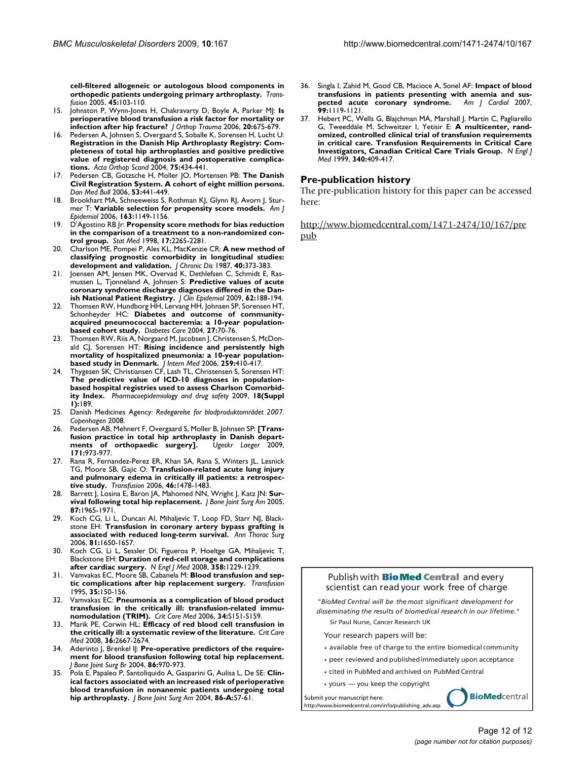cell-filtered allogeneic or autologous blood components in orthopedic patients undergoing primary arthroplasty. *Transfusion* 2005, **45**:103-110.

15. Johnston P, Wynn-Jones H, Chakravarty D, Boyle A, Parker MJ: **Is perioperative blood transfusion a risk factor for mortality or infection after hip fracture?** *J Orthop Trauma* 2006, **20**:675-679.
16. Pedersen A, Johnsen S, Overgaard S, Soballe K, Sorensen H, Lucht U: **Registration in the Danish Hip Arthroplasty Registry: Completeness of total hip arthroplasties and positive predictive value of registered diagnosis and postoperative complications.** *Acta Orthop Scand* 2004, **75**:434-441.
17. Pedersen CB, Gotzsche H, Moller JO, Mortensen PB: **The Danish Civil Registration System. A cohort of eight million persons.** *Dan Med Bull* 2006, **53**:441-449.
18. Brookhart MA, Schneeweiss S, Rothman KJ, Glynn RJ, Avorn J, Sturmer T: **Variable selection for propensity score models.** *Am J Epidemiol* 2006, **163**:1149-1156.
19. D'Agostino RB Jr: **Propensity score methods for bias reduction in the comparison of a treatment to a non-randomized control group.** *Stat Med* 1998, **17**:2265-2281.
20. Charlson ME, Pompei P, Ales KL, MacKenzie CR: **A new method of classifying prognostic comorbidity in longitudinal studies: development and validation.** *J Chronic Dis* 1987, **40**:373-383.
21. Joensen AM, Jensen MK, Overvad K, Dethlefsen C, Schmidt E, Rasmussen L, Tjonneland A, Johnsen S: **Predictive values of acute coronary syndrome discharge diagnoses differed in the Danish National Patient Registry.** *J Clin Epidemiol* 2009, **62**:188-194.
22. Thomsen RW, Hundborg HH, Lervang HH, Johnsen SP, Sorensen HT, Schonheyder HC: **Diabetes and outcome of community-acquired pneumococcal bacteremia: a 10-year population-based cohort study.** *Diabetes Care* 2004, **27**:70-76.
23. Thomsen RW, Riis A, Norgaard M, Jacobsen J, Christensen S, McDonald CJ, Sorensen HT: **Rising incidence and persistently high mortality of hospitalized pneumonia: a 10-year population-based study in Denmark.** *J Intern Med* 2006, **259**:410-417.
24. Thygesen SK, Christiansen CF, Lash TL, Christensen S, Sorensen HT: **The predictive value of ICD-10 diagnoses in population-based hospital registries used to assess Charlson Comorbidity Index.** *Pharmacoepidemiology and drug safety* 2009, **18(Suppl 1)**:189.
25. Danish Medicines Agency: *Redegørelse for blodproduktområdet 2007. Copenhagen* 2008.
26. Pedersen AB, Mehnert F, Overgaard S, Moller B, Johnsen SP: **[Transfusion practice in total hip arthroplasty in Danish departments of orthopaedic surgery].** *Ugeskr Laeger* 2009, **171**:973-977.
27. Rana R, Fernandez-Perez ER, Khan SA, Rana S, Winters JL, Lesnick TG, Moore SB, Gajic O: **Transfusion-related acute lung injury and pulmonary edema in critically ill patients: a retrospective study.** *Transfusion* 2006, **46**:1478-1483.
28. Barrett J, Losina E, Baron JA, Mahomed NN, Wright J, Katz JN: **Survival following total hip replacement.** *J Bone Joint Surg Am* 2005, **87**:1965-1971.
29. Koch CG, Li L, Duncan AI, Mihaljevic T, Loop FD, Starr NJ, Blackstone EH: **Transfusion in coronary artery bypass grafting is associated with reduced long-term survival.** *Ann Thorac Surg* 2006, **81**:1650-1657.
30. Koch CG, Li L, Sessler DI, Figueroa P, Hoeltge GA, Mihaljevic T, Blackstone EH: **Duration of red-cell storage and complications after cardiac surgery.** *N Engl J Med* 2008, **358**:1229-1239.
31. Vamvakas EC, Moore SB, Cabanela M: **Blood transfusion and septic complications after hip replacement surgery.** *Transfusion* 1995, **35**:150-156.
32. Vamvakas EC: **Pneumonia as a complication of blood product transfusion in the critically ill: transfusion-related immunomodulation (TRIM).** *Crit Care Med* 2006, **34**:S151-S159.
33. Marik PE, Corwin HL: **Efficacy of red blood cell transfusion in the critically ill: a systematic review of the literature.** *Crit Care Med* 2008, **36**:2667-2674.
34. Aderinto J, Brenkel IJ: **Pre-operative predictors of the requirement for blood transfusion following total hip replacement.** *J Bone Joint Surg Br* 2004, **86**:970-973.
35. Pola E, Papaleo P, Santoliquido A, Gasparini G, Aulisa L, De SE: **Clinical factors associated with an increased risk of perioperative blood transfusion in nonanemic patients undergoing total hip arthroplasty.** *J Bone Joint Surg Am* 2004, **86-A**:57-61.
36. Singla I, Zahid M, Good CB, Macioce A, Sonel AF: **Impact of blood transfusions in patients presenting with anemia and suspected acute coronary syndrome.** *Am J Cardiol* 2007, **99**:1119-1121.
37. Hebert PC, Wells G, Blajchman MA, Marshall J, Martin C, Pagliarello G, Tweeddale M, Schweitzer I, Yetisir E: **A multicenter, randomized, controlled clinical trial of transfusion requirements in critical care. Transfusion Requirements in Critical Care Investigators, Canadian Critical Care Trials Group.** *N Engl J Med* 1999, **340**:409-417.

## Pre-publication history

The pre-publication history for this paper can be accessed here:

http://www.biomedcentral.com/1471-2474/10/167/prepub

Publish with **BioMed Central** and every scientist can read your work free of charge

*"BioMed Central will be the most significant development for disseminating the results of biomedical research in our lifetime."*
Sir Paul Nurse, Cancer Research UK

Your research papers will be:

- available free of charge to the entire biomedical community
- peer reviewed and published immediately upon acceptance
- cited in PubMed and archived on PubMed Central
- yours — you keep the copyright

Submit your manuscript here:
http://www.biomedcentral.com/info/publishing_adv.asp

BioMedcentral